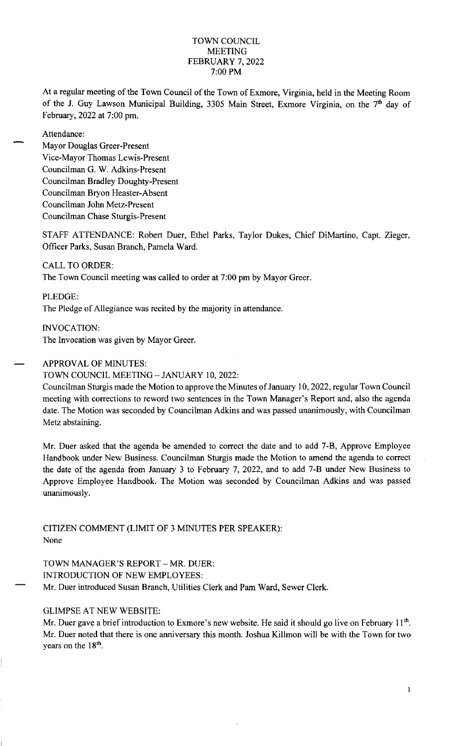# TOWN COUNCIL MEETING
## FEBRUARY 7, 2022
## 7:00 PM

At a regular meeting of the Town Council of the Town of Exmore, Virginia, held in the Meeting Room of the J. Guy Lawson Municipal Building, 3305 Main Street, Exmore Virginia, on the 7th day of February, 2022 at 7:00 pm.

Attendance:
Mayor Douglas Greer-Present
Vice-Mayor Thomas Lewis-Present
Councilman G. W. Adkins-Present
Councilman Bradley Doughty-Present
Councilman Bryon Heaster-Absent
Councilman John Metz-Present
Councilman Chase Sturgis-Present

STAFF ATTENDANCE: Robert Duer, Ethel Parks, Taylor Dukes, Chief DiMartino, Capt. Zieger, Officer Parks, Susan Branch, Pamela Ward.

CALL TO ORDER:
The Town Council meeting was called to order at 7:00 pm by Mayor Greer.

PLEDGE:
The Pledge of Allegiance was recited by the majority in attendance.

INVOCATION:
The Invocation was given by Mayor Greer.

APPROVAL OF MINUTES:
TOWN COUNCIL MEETING – JANUARY 10, 2022:
Councilman Sturgis made the Motion to approve the Minutes of January 10, 2022, regular Town Council meeting with corrections to reword two sentences in the Town Manager's Report and, also the agenda date. The Motion was seconded by Councilman Adkins and was passed unanimously, with Councilman Metz abstaining.

Mr. Duer asked that the agenda be amended to correct the date and to add 7-B, Approve Employee Handbook under New Business. Councilman Sturgis made the Motion to amend the agenda to correct the date of the agenda from January 3 to February 7, 2022, and to add 7-B under New Business to Approve Employee Handbook. The Motion was seconded by Councilman Adkins and was passed unanimously.

CITIZEN COMMENT (LIMIT OF 3 MINUTES PER SPEAKER):
None

TOWN MANAGER'S REPORT – MR. DUER:
INTRODUCTION OF NEW EMPLOYEES:
Mr. Duer introduced Susan Branch, Utilities Clerk and Pam Ward, Sewer Clerk.

GLIMPSE AT NEW WEBSITE:
Mr. Duer gave a brief introduction to Exmore's new website. He said it should go live on February 11th. Mr. Duer noted that there is one anniversary this month. Joshua Killmon will be with the Town for two years on the 18th.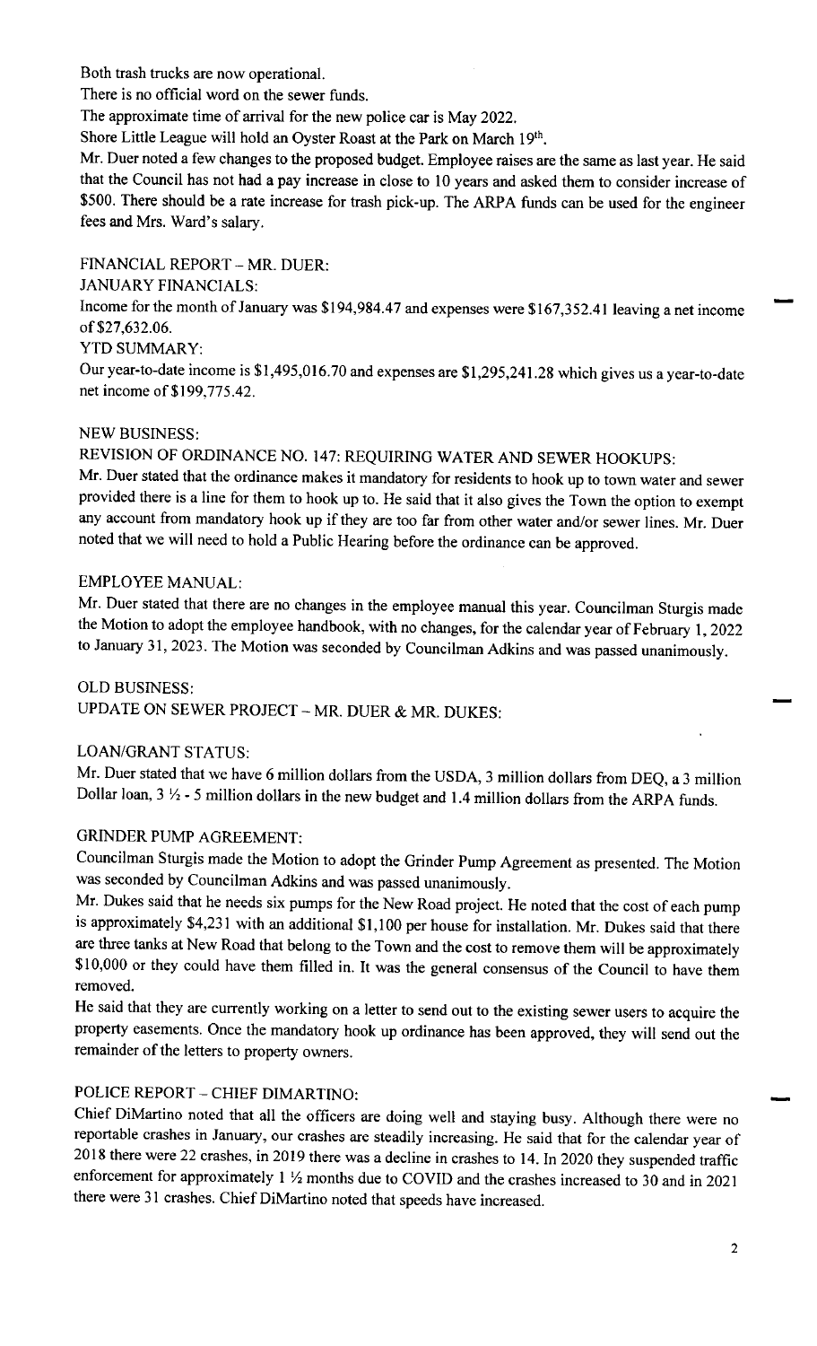Both trash trucks are now operational.

There is no official word on the sewer funds.

The approximate time of arrival for the new police car is May 2022.

Shore Little League will hold an Oyster Roast at the Park on March 19th.

Mr. Duer noted a few changes to the proposed budget. Employee raises are the same as last year. He said that the Council has not had a pay increase in close to 10 years and asked them to consider increase of $500. There should be a rate increase for trash pick-up. The ARPA funds can be used for the engineer fees and Mrs. Ward's salary.

FINANCIAL REPORT – MR. DUER:

JANUARY FINANCIALS:

Income for the month of January was $194,984.47 and expenses were $167,352.41 leaving a net income of $27,632.06.

YTD SUMMARY:

Our year-to-date income is $1,495,016.70 and expenses are $1,295,241.28 which gives us a year-to-date net income of $199,775.42.

NEW BUSINESS:

REVISION OF ORDINANCE NO. 147: REQUIRING WATER AND SEWER HOOKUPS:

Mr. Duer stated that the ordinance makes it mandatory for residents to hook up to town water and sewer provided there is a line for them to hook up to. He said that it also gives the Town the option to exempt any account from mandatory hook up if they are too far from other water and/or sewer lines. Mr. Duer noted that we will need to hold a Public Hearing before the ordinance can be approved.

EMPLOYEE MANUAL:

Mr. Duer stated that there are no changes in the employee manual this year. Councilman Sturgis made the Motion to adopt the employee handbook, with no changes, for the calendar year of February 1, 2022 to January 31, 2023. The Motion was seconded by Councilman Adkins and was passed unanimously.

OLD BUSINESS:

UPDATE ON SEWER PROJECT – MR. DUER & MR. DUKES:

LOAN/GRANT STATUS:

Mr. Duer stated that we have 6 million dollars from the USDA, 3 million dollars from DEQ, a 3 million Dollar loan, 3 ½ - 5 million dollars in the new budget and 1.4 million dollars from the ARPA funds.

GRINDER PUMP AGREEMENT:

Councilman Sturgis made the Motion to adopt the Grinder Pump Agreement as presented. The Motion was seconded by Councilman Adkins and was passed unanimously.

Mr. Dukes said that he needs six pumps for the New Road project. He noted that the cost of each pump is approximately $4,231 with an additional $1,100 per house for installation. Mr. Dukes said that there are three tanks at New Road that belong to the Town and the cost to remove them will be approximately $10,000 or they could have them filled in. It was the general consensus of the Council to have them removed.

He said that they are currently working on a letter to send out to the existing sewer users to acquire the property easements. Once the mandatory hook up ordinance has been approved, they will send out the remainder of the letters to property owners.

POLICE REPORT – CHIEF DIMARTINO:

Chief DiMartino noted that all the officers are doing well and staying busy. Although there were no reportable crashes in January, our crashes are steadily increasing. He said that for the calendar year of 2018 there were 22 crashes, in 2019 there was a decline in crashes to 14. In 2020 they suspended traffic enforcement for approximately 1 ½ months due to COVID and the crashes increased to 30 and in 2021 there were 31 crashes. Chief DiMartino noted that speeds have increased.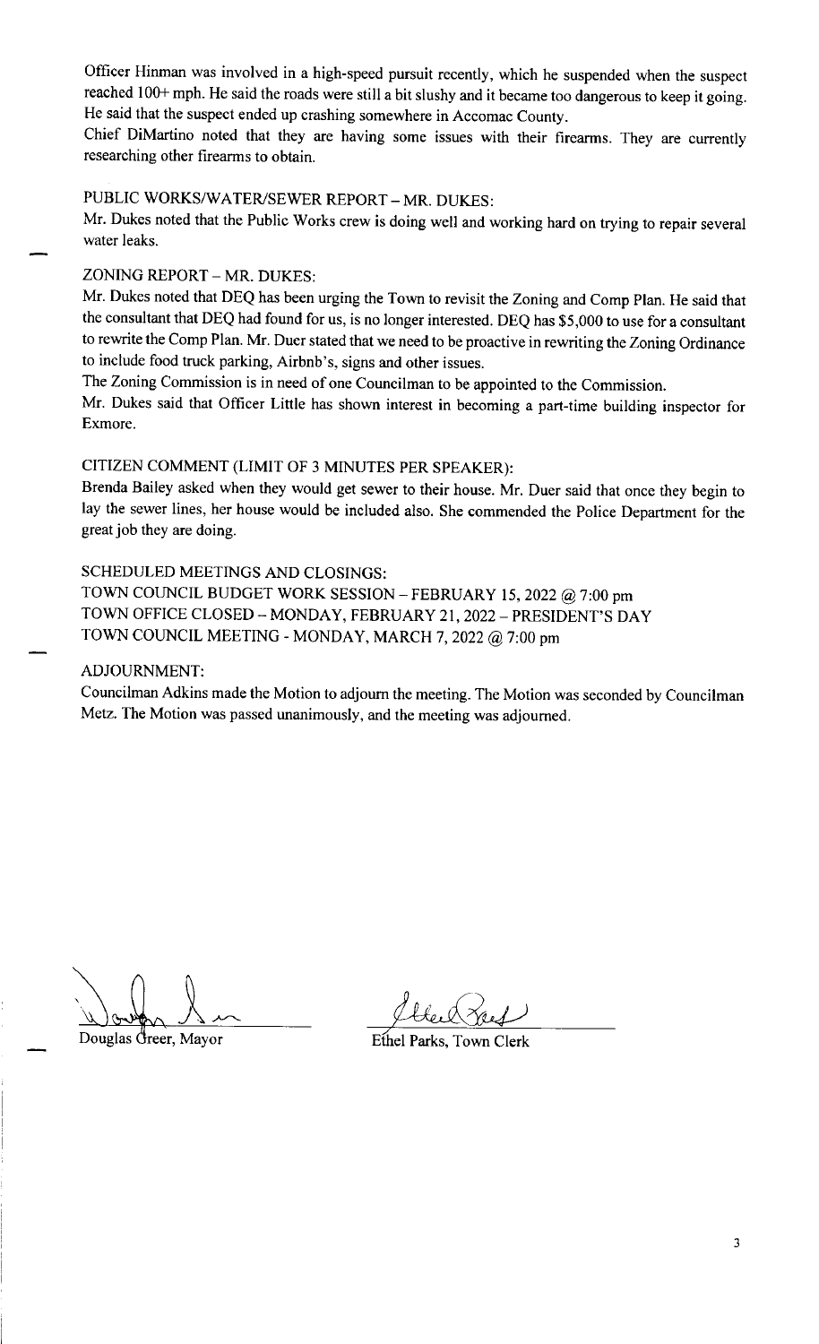Officer Hinman was involved in a high-speed pursuit recently, which he suspended when the suspect reached 100+ mph. He said the roads were still a bit slushy and it became too dangerous to keep it going. He said that the suspect ended up crashing somewhere in Accomac County.

Chief DiMartino noted that they are having some issues with their firearms. They are currently researching other firearms to obtain.

## PUBLIC WORKS/WATER/SEWER REPORT – MR. DUKES:

Mr. Dukes noted that the Public Works crew is doing well and working hard on trying to repair several water leaks.

## ZONING REPORT – MR. DUKES:

Mr. Dukes noted that DEQ has been urging the Town to revisit the Zoning and Comp Plan. He said that the consultant that DEQ had found for us, is no longer interested. DEQ has $5,000 to use for a consultant to rewrite the Comp Plan. Mr. Duer stated that we need to be proactive in rewriting the Zoning Ordinance to include food truck parking, Airbnb's, signs and other issues.

The Zoning Commission is in need of one Councilman to be appointed to the Commission.

Mr. Dukes said that Officer Little has shown interest in becoming a part-time building inspector for Exmore.

## CITIZEN COMMENT (LIMIT OF 3 MINUTES PER SPEAKER):

Brenda Bailey asked when they would get sewer to their house. Mr. Duer said that once they begin to lay the sewer lines, her house would be included also. She commended the Police Department for the great job they are doing.

## SCHEDULED MEETINGS AND CLOSINGS:

TOWN COUNCIL BUDGET WORK SESSION – FEBRUARY 15, 2022 @ 7:00 pm
TOWN OFFICE CLOSED – MONDAY, FEBRUARY 21, 2022 – PRESIDENT'S DAY
TOWN COUNCIL MEETING - MONDAY, MARCH 7, 2022 @ 7:00 pm

## ADJOURNMENT:

Councilman Adkins made the Motion to adjourn the meeting. The Motion was seconded by Councilman Metz. The Motion was passed unanimously, and the meeting was adjourned.

Douglas Greer, Mayor

Ethel Parks, Town Clerk